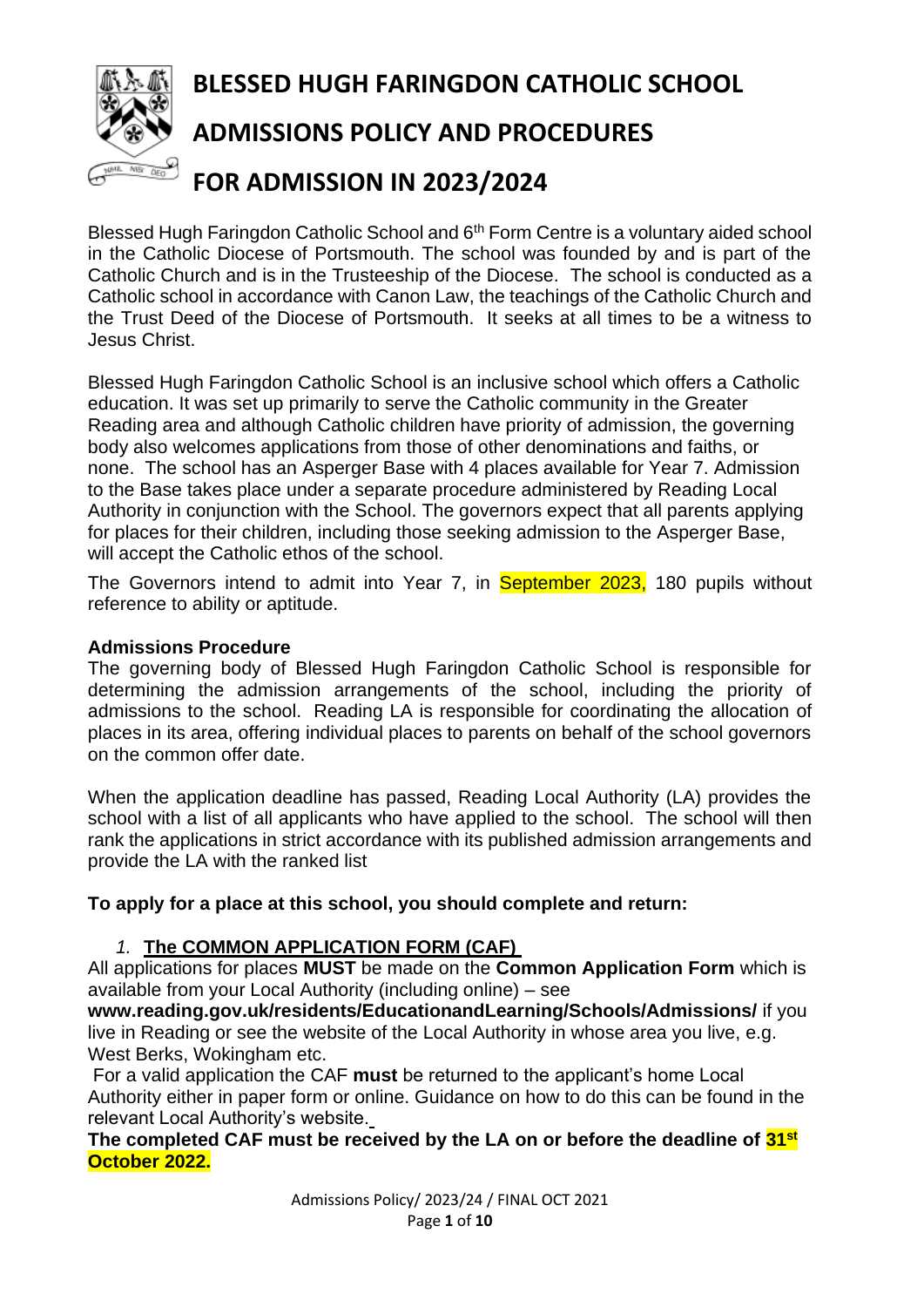# BLESSED HUGH FARINGDON CATHOLIC SCHOOL

# ADMISSIONS POLICY AND PROCEDURES

# FOR ADMISSION IN 2023/2024

Blessed Hugh Faringdon Catholic School and 6th Form Centre is a voluntary aided school in the Catholic Diocese of Portsmouth. The school was founded by and is part of the Catholic Church and is in the Trusteeship of the Diocese. The school is conducted as a Catholic school in accordance with Canon Law, the teachings of the Catholic Church and the Trust Deed of the Diocese of Portsmouth. It seeks at all times to be a witness to Jesus Christ.

Blessed Hugh Faringdon Catholic School is an inclusive school which offers a Catholic education. It was set up primarily to serve the Catholic community in the Greater Reading area and although Catholic children have priority of admission, the governing body also welcomes applications from those of other denominations and faiths, or none. The school has an Asperger Base with 4 places available for Year 7. Admission to the Base takes place under a separate procedure administered by Reading Local Authority in conjunction with the School. The governors expect that all parents applying for places for their children, including those seeking admission to the Asperger Base, will accept the Catholic ethos of the school.

The Governors intend to admit into Year 7, in September 2023, 180 pupils without reference to ability or aptitude.

**Admissions Procedure**

The governing body of Blessed Hugh Faringdon Catholic School is responsible for determining the admission arrangements of the school, including the priority of admissions to the school. Reading LA is responsible for coordinating the allocation of places in its area, offering individual places to parents on behalf of the school governors on the common offer date.

When the application deadline has passed, Reading Local Authority (LA) provides the school with a list of all applicants who have applied to the school. The school will then rank the applications in strict accordance with its published admission arrangements and provide the LA with the ranked list

**To apply for a place at this school, you should complete and return:**

1. **The COMMON APPLICATION FORM (CAF)**

All applications for places **MUST** be made on the **Common Application Form** which is available from your Local Authority (including online) – see **www.reading.gov.uk/residents/EducationandLearning/Schools/Admissions/** if you live in Reading or see the website of the Local Authority in whose area you live, e.g. West Berks, Wokingham etc.

For a valid application the CAF **must** be returned to the applicant's home Local Authority either in paper form or online. Guidance on how to do this can be found in the relevant Local Authority's website.

**The completed CAF must be received by the LA on or before the deadline of 31st October 2022.**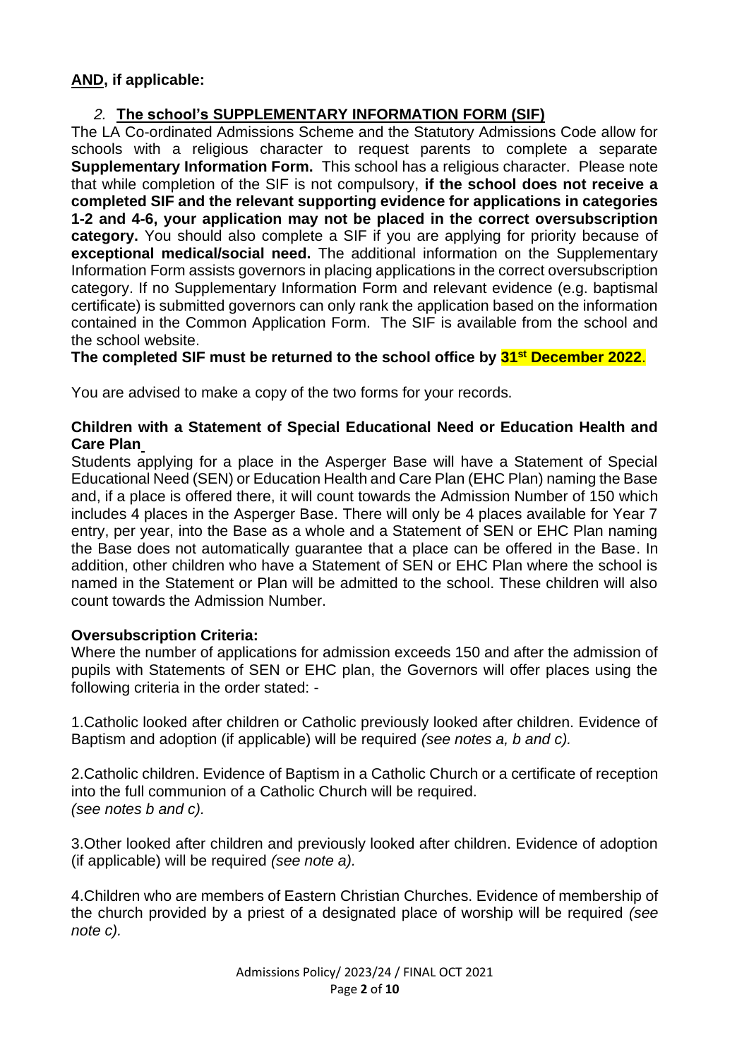**AND, if applicable:**

*2.* **The school's SUPPLEMENTARY INFORMATION FORM (SIF)**

The LA Co-ordinated Admissions Scheme and the Statutory Admissions Code allow for schools with a religious character to request parents to complete a separate **Supplementary Information Form.** This school has a religious character. Please note that while completion of the SIF is not compulsory, **if the school does not receive a completed SIF and the relevant supporting evidence for applications in categories 1-2 and 4-6, your application may not be placed in the correct oversubscription category.** You should also complete a SIF if you are applying for priority because of **exceptional medical/social need.** The additional information on the Supplementary Information Form assists governors in placing applications in the correct oversubscription category. If no Supplementary Information Form and relevant evidence (e.g. baptismal certificate) is submitted governors can only rank the application based on the information contained in the Common Application Form. The SIF is available from the school and the school website.

**The completed SIF must be returned to the school office by 31st December 2022**.

You are advised to make a copy of the two forms for your records.

**Children with a Statement of Special Educational Need or Education Health and Care Plan**

Students applying for a place in the Asperger Base will have a Statement of Special Educational Need (SEN) or Education Health and Care Plan (EHC Plan) naming the Base and, if a place is offered there, it will count towards the Admission Number of 150 which includes 4 places in the Asperger Base. There will only be 4 places available for Year 7 entry, per year, into the Base as a whole and a Statement of SEN or EHC Plan naming the Base does not automatically guarantee that a place can be offered in the Base. In addition, other children who have a Statement of SEN or EHC Plan where the school is named in the Statement or Plan will be admitted to the school. These children will also count towards the Admission Number.

**Oversubscription Criteria:**

Where the number of applications for admission exceeds 150 and after the admission of pupils with Statements of SEN or EHC plan, the Governors will offer places using the following criteria in the order stated: -

1.Catholic looked after children or Catholic previously looked after children. Evidence of Baptism and adoption (if applicable) will be required *(see notes a, b and c).*

2.Catholic children. Evidence of Baptism in a Catholic Church or a certificate of reception into the full communion of a Catholic Church will be required. *(see notes b and c).*

3.Other looked after children and previously looked after children. Evidence of adoption (if applicable) will be required *(see note a).*

4.Children who are members of Eastern Christian Churches. Evidence of membership of the church provided by a priest of a designated place of worship will be required *(see note c).*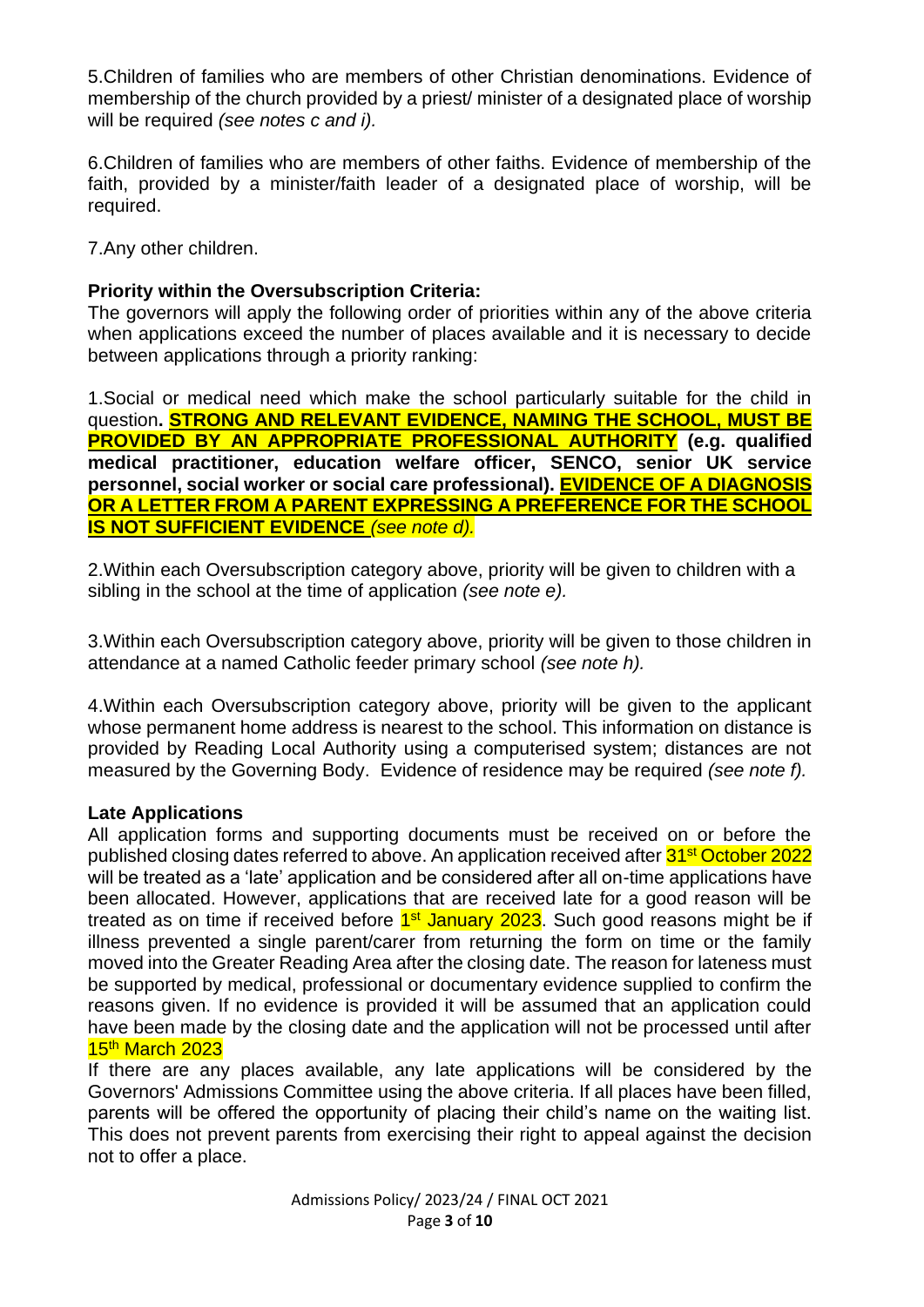5.Children of families who are members of other Christian denominations. Evidence of membership of the church provided by a priest/ minister of a designated place of worship will be required *(see notes c and i).*

6.Children of families who are members of other faiths. Evidence of membership of the faith, provided by a minister/faith leader of a designated place of worship, will be required.

7.Any other children.

**Priority within the Oversubscription Criteria:**
The governors will apply the following order of priorities within any of the above criteria when applications exceed the number of places available and it is necessary to decide between applications through a priority ranking:

1.Social or medical need which make the school particularly suitable for the child in question**. STRONG AND RELEVANT EVIDENCE, NAMING THE SCHOOL, MUST BE PROVIDED BY AN APPROPRIATE PROFESSIONAL AUTHORITY (e.g. qualified medical practitioner, education welfare officer, SENCO, senior UK service personnel, social worker or social care professional). EVIDENCE OF A DIAGNOSIS OR A LETTER FROM A PARENT EXPRESSING A PREFERENCE FOR THE SCHOOL IS NOT SUFFICIENT EVIDENCE** *(see note d).*

2.Within each Oversubscription category above, priority will be given to children with a sibling in the school at the time of application *(see note e).*

3.Within each Oversubscription category above, priority will be given to those children in attendance at a named Catholic feeder primary school *(see note h).*

4.Within each Oversubscription category above, priority will be given to the applicant whose permanent home address is nearest to the school. This information on distance is provided by Reading Local Authority using a computerised system; distances are not measured by the Governing Body. Evidence of residence may be required *(see note f).*

**Late Applications**
All application forms and supporting documents must be received on or before the published closing dates referred to above. An application received after 31st October 2022 will be treated as a 'late' application and be considered after all on-time applications have been allocated. However, applications that are received late for a good reason will be treated as on time if received before 1st January 2023. Such good reasons might be if illness prevented a single parent/carer from returning the form on time or the family moved into the Greater Reading Area after the closing date. The reason for lateness must be supported by medical, professional or documentary evidence supplied to confirm the reasons given. If no evidence is provided it will be assumed that an application could have been made by the closing date and the application will not be processed until after 15th March 2023
If there are any places available, any late applications will be considered by the Governors' Admissions Committee using the above criteria. If all places have been filled, parents will be offered the opportunity of placing their child's name on the waiting list. This does not prevent parents from exercising their right to appeal against the decision not to offer a place.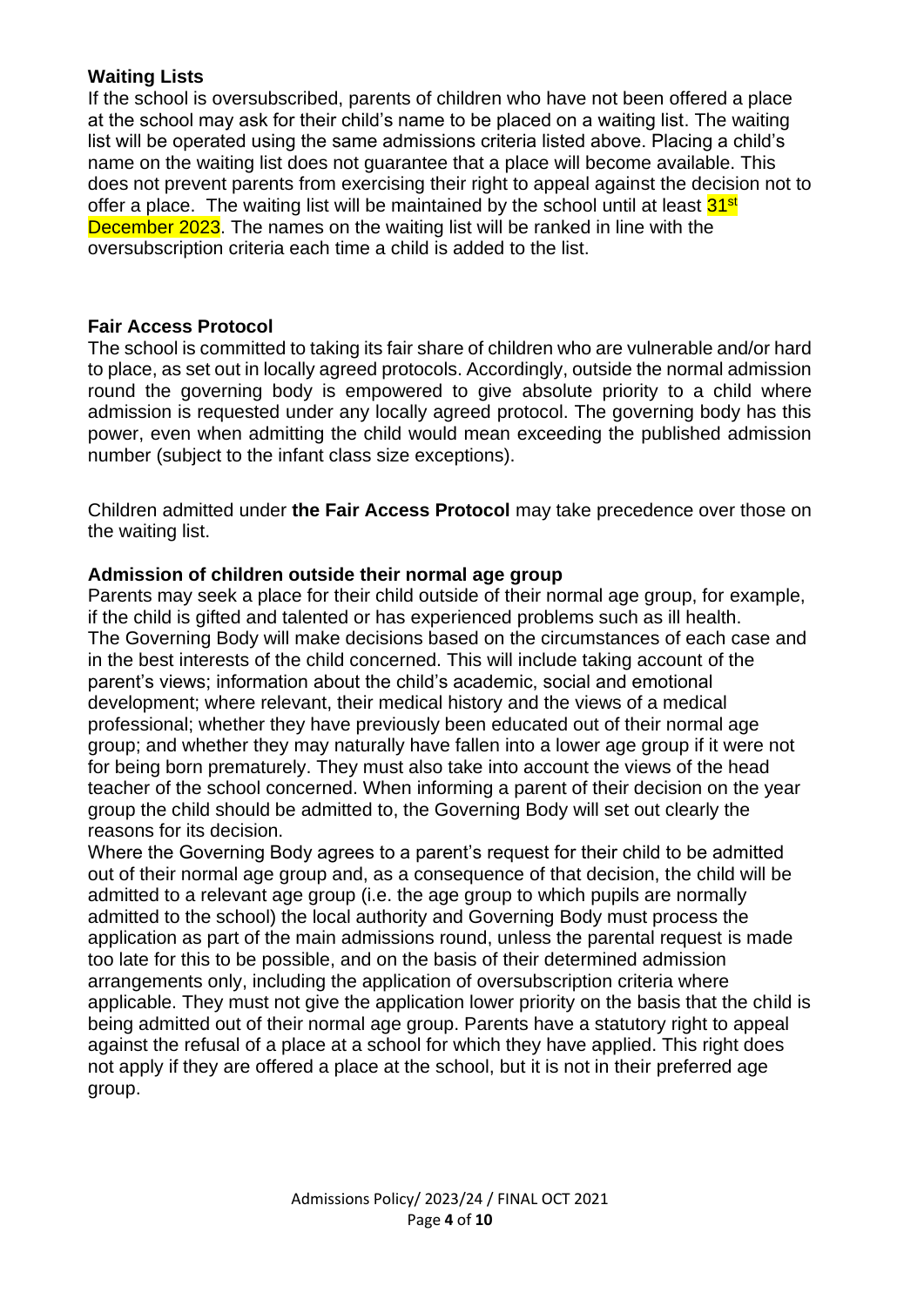### Waiting Lists

If the school is oversubscribed, parents of children who have not been offered a place at the school may ask for their child's name to be placed on a waiting list. The waiting list will be operated using the same admissions criteria listed above. Placing a child's name on the waiting list does not guarantee that a place will become available. This does not prevent parents from exercising their right to appeal against the decision not to offer a place. The waiting list will be maintained by the school until at least 31st December 2023. The names on the waiting list will be ranked in line with the oversubscription criteria each time a child is added to the list.

### Fair Access Protocol

The school is committed to taking its fair share of children who are vulnerable and/or hard to place, as set out in locally agreed protocols. Accordingly, outside the normal admission round the governing body is empowered to give absolute priority to a child where admission is requested under any locally agreed protocol. The governing body has this power, even when admitting the child would mean exceeding the published admission number (subject to the infant class size exceptions).

Children admitted under **the Fair Access Protocol** may take precedence over those on the waiting list.

### Admission of children outside their normal age group

Parents may seek a place for their child outside of their normal age group, for example, if the child is gifted and talented or has experienced problems such as ill health. The Governing Body will make decisions based on the circumstances of each case and in the best interests of the child concerned. This will include taking account of the parent's views; information about the child's academic, social and emotional development; where relevant, their medical history and the views of a medical professional; whether they have previously been educated out of their normal age group; and whether they may naturally have fallen into a lower age group if it were not for being born prematurely. They must also take into account the views of the head teacher of the school concerned. When informing a parent of their decision on the year group the child should be admitted to, the Governing Body will set out clearly the reasons for its decision.

Where the Governing Body agrees to a parent's request for their child to be admitted out of their normal age group and, as a consequence of that decision, the child will be admitted to a relevant age group (i.e. the age group to which pupils are normally admitted to the school) the local authority and Governing Body must process the application as part of the main admissions round, unless the parental request is made too late for this to be possible, and on the basis of their determined admission arrangements only, including the application of oversubscription criteria where applicable. They must not give the application lower priority on the basis that the child is being admitted out of their normal age group. Parents have a statutory right to appeal against the refusal of a place at a school for which they have applied. This right does not apply if they are offered a place at the school, but it is not in their preferred age group.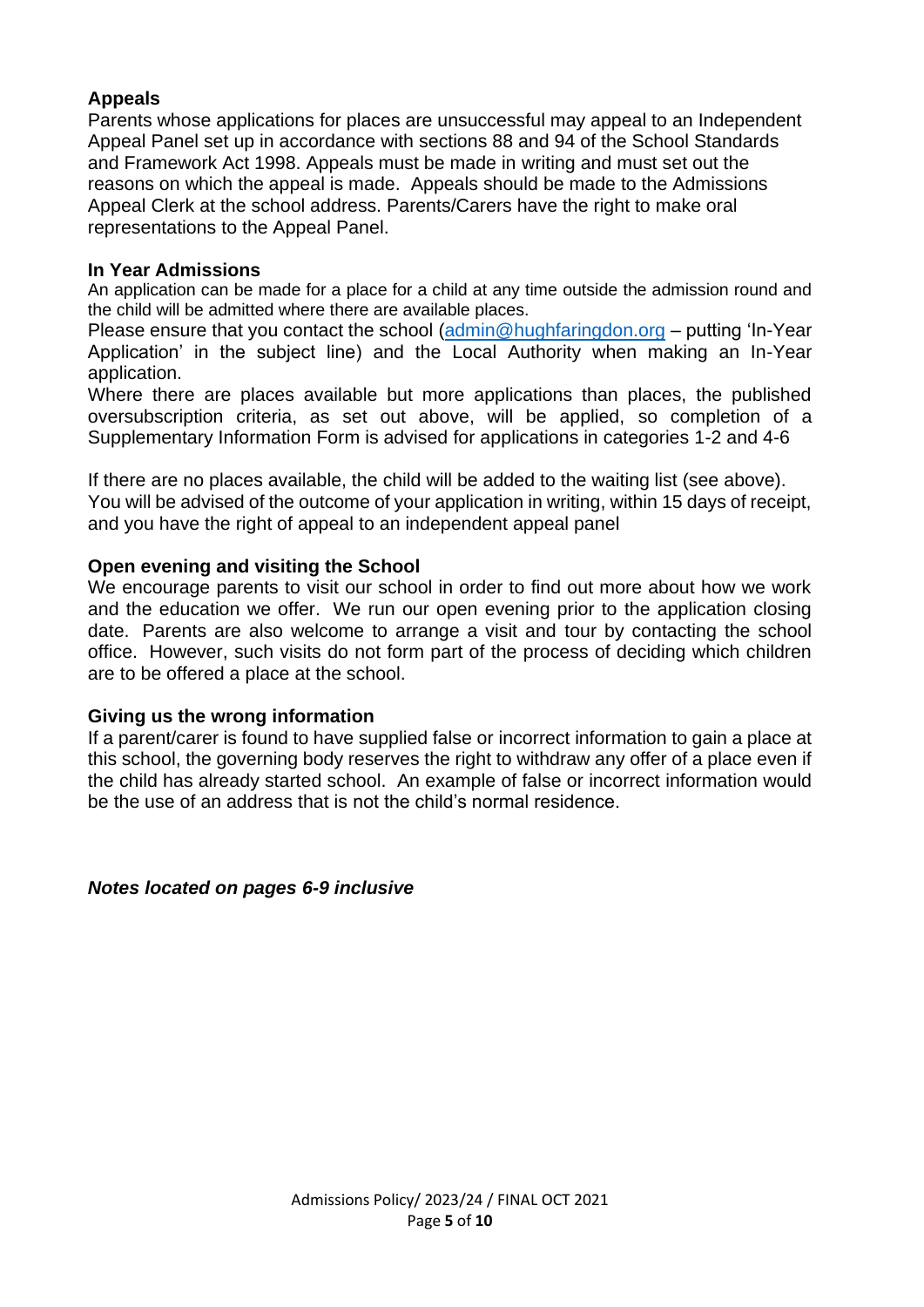## Appeals

Parents whose applications for places are unsuccessful may appeal to an Independent Appeal Panel set up in accordance with sections 88 and 94 of the School Standards and Framework Act 1998. Appeals must be made in writing and must set out the reasons on which the appeal is made. Appeals should be made to the Admissions Appeal Clerk at the school address. Parents/Carers have the right to make oral representations to the Appeal Panel.

## In Year Admissions

An application can be made for a place for a child at any time outside the admission round and the child will be admitted where there are available places.

Please ensure that you contact the school (admin@hughfaringdon.org – putting 'In-Year Application' in the subject line) and the Local Authority when making an In-Year application.

Where there are places available but more applications than places, the published oversubscription criteria, as set out above, will be applied, so completion of a Supplementary Information Form is advised for applications in categories 1-2 and 4-6

If there are no places available, the child will be added to the waiting list (see above).
You will be advised of the outcome of your application in writing, within 15 days of receipt, and you have the right of appeal to an independent appeal panel

## Open evening and visiting the School

We encourage parents to visit our school in order to find out more about how we work and the education we offer. We run our open evening prior to the application closing date. Parents are also welcome to arrange a visit and tour by contacting the school office. However, such visits do not form part of the process of deciding which children are to be offered a place at the school.

## Giving us the wrong information

If a parent/carer is found to have supplied false or incorrect information to gain a place at this school, the governing body reserves the right to withdraw any offer of a place even if the child has already started school. An example of false or incorrect information would be the use of an address that is not the child's normal residence.

***Notes located on pages 6-9 inclusive***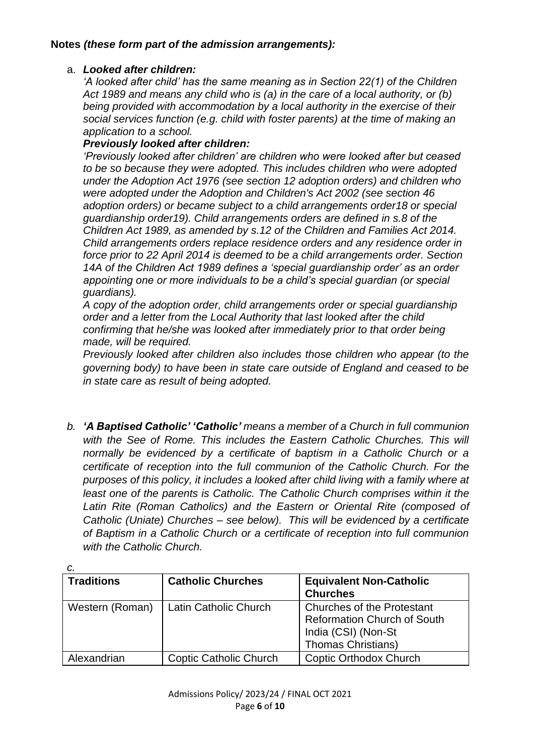**Notes** ***(these form part of the admission arrangements):***

a. ***Looked after children:***
*'A looked after child' has the same meaning as in Section 22(1) of the Children Act 1989 and means any child who is (a) in the care of a local authority, or (b) being provided with accommodation by a local authority in the exercise of their social services function (e.g. child with foster parents) at the time of making an application to a school.*
***Previously looked after children:***
*'Previously looked after children' are children who were looked after but ceased to be so because they were adopted. This includes children who were adopted under the Adoption Act 1976 (see section 12 adoption orders) and children who were adopted under the Adoption and Children's Act 2002 (see section 46 adoption orders) or became subject to a child arrangements order18 or special guardianship order19). Child arrangements orders are defined in s.8 of the Children Act 1989, as amended by s.12 of the Children and Families Act 2014. Child arrangements orders replace residence orders and any residence order in force prior to 22 April 2014 is deemed to be a child arrangements order. Section 14A of the Children Act 1989 defines a 'special guardianship order' as an order appointing one or more individuals to be a child's special guardian (or special guardians).*
*A copy of the adoption order, child arrangements order or special guardianship order and a letter from the Local Authority that last looked after the child confirming that he/she was looked after immediately prior to that order being made, will be required.*
*Previously looked after children also includes those children who appear (to the governing body) to have been in state care outside of England and ceased to be in state care as result of being adopted.*

b. ***'A Baptised Catholic' 'Catholic'*** *means a member of a Church in full communion with the See of Rome. This includes the Eastern Catholic Churches. This will normally be evidenced by a certificate of baptism in a Catholic Church or a certificate of reception into the full communion of the Catholic Church. For the purposes of this policy, it includes a looked after child living with a family where at least one of the parents is Catholic. The Catholic Church comprises within it the Latin Rite (Roman Catholics) and the Eastern or Oriental Rite (composed of Catholic (Uniate) Churches – see below). This will be evidenced by a certificate of Baptism in a Catholic Church or a certificate of reception into full communion with the Catholic Church.*

*c.*

| **Traditions** | **Catholic Churches** | **Equivalent Non-Catholic Churches** |
|---|---|---|
| Western (Roman) | Latin Catholic Church | Churches of the Protestant Reformation Church of South India (CSI) (Non-St Thomas Christians) |
| Alexandrian | Coptic Catholic Church | Coptic Orthodox Church |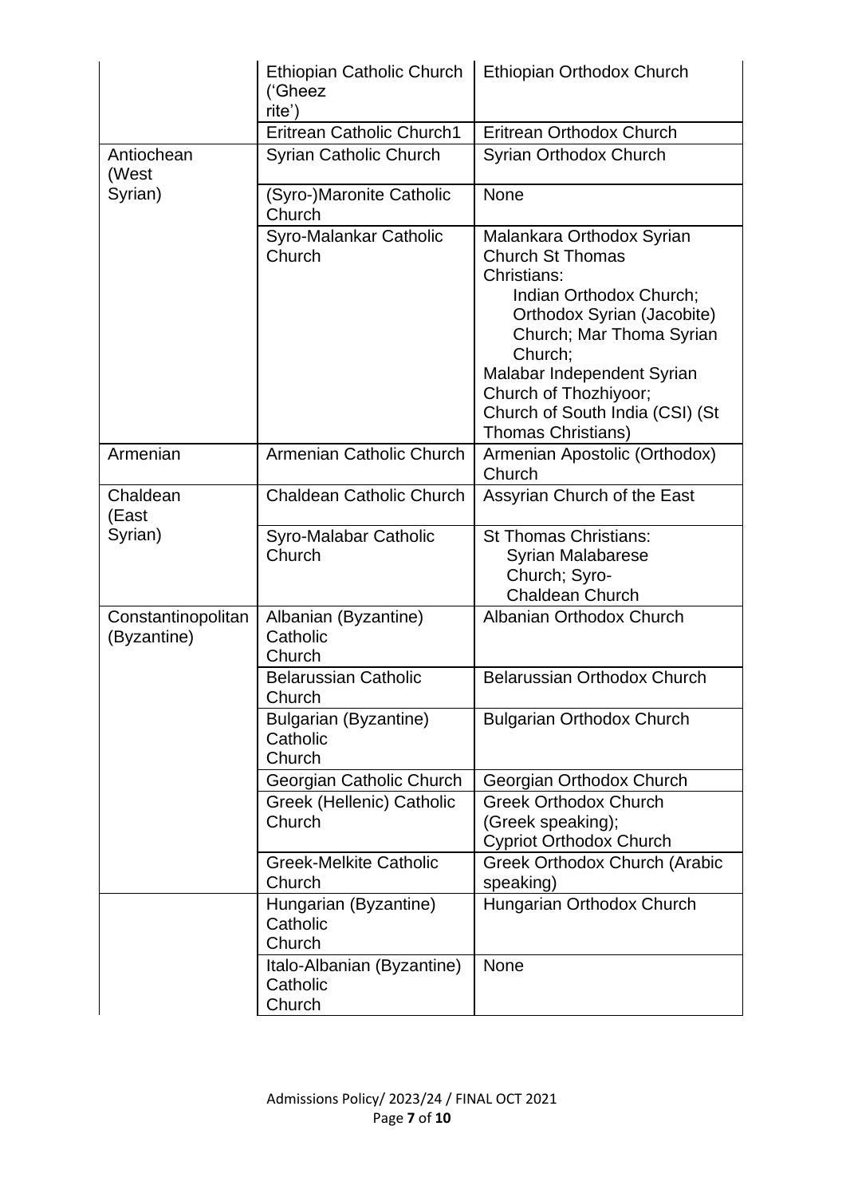| | | |
|---|---|---|
| | Ethiopian Catholic Church ('Gheez rite') | Ethiopian Orthodox Church |
| | Eritrean Catholic Church1 | Eritrean Orthodox Church |
| Antiochean (West Syrian) | Syrian Catholic Church | Syrian Orthodox Church |
| | (Syro-)Maronite Catholic Church | None |
| | Syro-Malankar Catholic Church | Malankara Orthodox Syrian Church St Thomas Christians: Indian Orthodox Church; Orthodox Syrian (Jacobite) Church; Mar Thoma Syrian Church; Malabar Independent Syrian Church of Thozhiyoor; Church of South India (CSI) (St Thomas Christians) |
| Armenian | Armenian Catholic Church | Armenian Apostolic (Orthodox) Church |
| Chaldean (East Syrian) | Chaldean Catholic Church | Assyrian Church of the East |
| | Syro-Malabar Catholic Church | St Thomas Christians: Syrian Malabarese Church; Syro-Chaldean Church |
| Constantinopolitan (Byzantine) | Albanian (Byzantine) Catholic Church | Albanian Orthodox Church |
| | Belarussian Catholic Church | Belarussian Orthodox Church |
| | Bulgarian (Byzantine) Catholic Church | Bulgarian Orthodox Church |
| | Georgian Catholic Church | Georgian Orthodox Church |
| | Greek (Hellenic) Catholic Church | Greek Orthodox Church (Greek speaking); Cypriot Orthodox Church |
| | Greek-Melkite Catholic Church | Greek Orthodox Church (Arabic speaking) |
| | Hungarian (Byzantine) Catholic Church | Hungarian Orthodox Church |
| | Italo-Albanian (Byzantine) Catholic Church | None |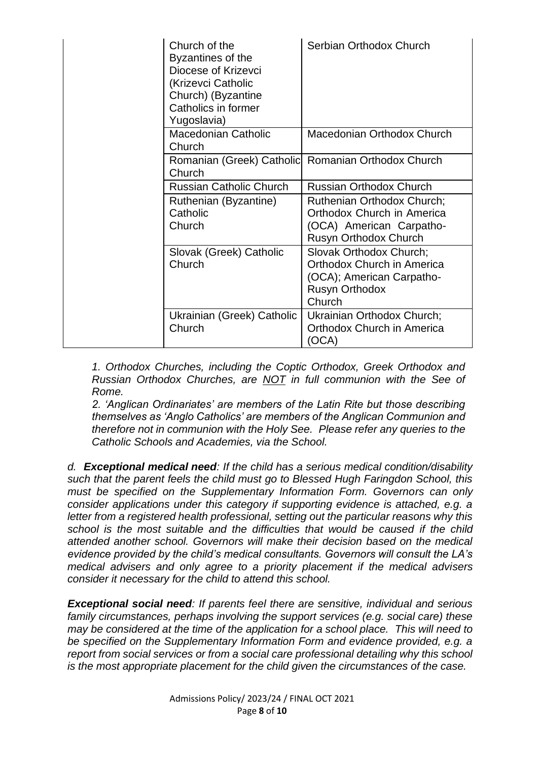| | | |
|---|---|---|
| | Church of the Byzantines of the Diocese of Krizevci (Krizevci Catholic Church) (Byzantine Catholics in former Yugoslavia) | Serbian Orthodox Church |
| | Macedonian Catholic Church | Macedonian Orthodox Church |
| | Romanian (Greek) Catholic Church | Romanian Orthodox Church |
| | Russian Catholic Church | Russian Orthodox Church |
| | Ruthenian (Byzantine) Catholic Church | Ruthenian Orthodox Church; Orthodox Church in America (OCA) American Carpatho-Rusyn Orthodox Church |
| | Slovak (Greek) Catholic Church | Slovak Orthodox Church; Orthodox Church in America (OCA); American Carpatho-Rusyn Orthodox Church |
| | Ukrainian (Greek) Catholic Church | Ukrainian Orthodox Church; Orthodox Church in America (OCA) |

*1. Orthodox Churches, including the Coptic Orthodox, Greek Orthodox and Russian Orthodox Churches, are NOT in full communion with the See of Rome.*

*2. 'Anglican Ordinariates' are members of the Latin Rite but those describing themselves as 'Anglo Catholics' are members of the Anglican Communion and therefore not in communion with the Holy See. Please refer any queries to the Catholic Schools and Academies, via the School.*

*d. **Exceptional medical need**: If the child has a serious medical condition/disability such that the parent feels the child must go to Blessed Hugh Faringdon School, this must be specified on the Supplementary Information Form. Governors can only consider applications under this category if supporting evidence is attached, e.g. a letter from a registered health professional, setting out the particular reasons why this school is the most suitable and the difficulties that would be caused if the child attended another school. Governors will make their decision based on the medical evidence provided by the child's medical consultants. Governors will consult the LA's medical advisers and only agree to a priority placement if the medical advisers consider it necessary for the child to attend this school.*

***Exceptional social need**: If parents feel there are sensitive, individual and serious family circumstances, perhaps involving the support services (e.g. social care) these may be considered at the time of the application for a school place. This will need to be specified on the Supplementary Information Form and evidence provided, e.g. a report from social services or from a social care professional detailing why this school is the most appropriate placement for the child given the circumstances of the case.*

Admissions Policy/ 2023/24 / FINAL OCT 2021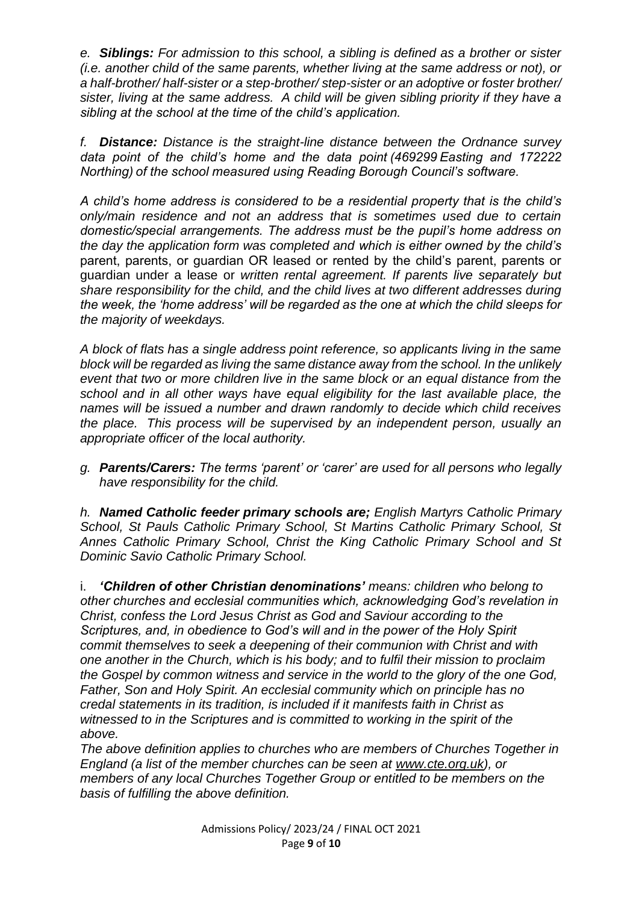*e. **Siblings:** For admission to this school, a sibling is defined as a brother or sister (i.e. another child of the same parents, whether living at the same address or not), or a half-brother/ half-sister or a step-brother/ step-sister or an adoptive or foster brother/ sister, living at the same address. A child will be given sibling priority if they have a sibling at the school at the time of the child's application.*

*f. **Distance:** Distance is the straight-line distance between the Ordnance survey data point of the child's home and the data point (469299 Easting and 172222 Northing) of the school measured using Reading Borough Council's software.*

*A child's home address is considered to be a residential property that is the child's only/main residence and not an address that is sometimes used due to certain domestic/special arrangements. The address must be the pupil's home address on the day the application form was completed and which is either owned by the child's* parent, parents, or guardian OR leased or rented by the child's parent, parents or guardian under a lease or *written rental agreement. If parents live separately but share responsibility for the child, and the child lives at two different addresses during the week, the 'home address' will be regarded as the one at which the child sleeps for the majority of weekdays.*

*A block of flats has a single address point reference, so applicants living in the same block will be regarded as living the same distance away from the school. In the unlikely event that two or more children live in the same block or an equal distance from the school and in all other ways have equal eligibility for the last available place, the names will be issued a number and drawn randomly to decide which child receives the place. This process will be supervised by an independent person, usually an appropriate officer of the local authority.*

*g. **Parents/Carers:** The terms 'parent' or 'carer' are used for all persons who legally have responsibility for the child.*

*h. **Named Catholic feeder primary schools are;** English Martyrs Catholic Primary School, St Pauls Catholic Primary School, St Martins Catholic Primary School, St Annes Catholic Primary School, Christ the King Catholic Primary School and St Dominic Savio Catholic Primary School.*

i. ***'Children of other Christian denominations'** means: children who belong to other churches and ecclesial communities which, acknowledging God's revelation in Christ, confess the Lord Jesus Christ as God and Saviour according to the Scriptures, and, in obedience to God's will and in the power of the Holy Spirit commit themselves to seek a deepening of their communion with Christ and with one another in the Church, which is his body; and to fulfil their mission to proclaim the Gospel by common witness and service in the world to the glory of the one God, Father, Son and Holy Spirit. An ecclesial community which on principle has no credal statements in its tradition, is included if it manifests faith in Christ as witnessed to in the Scriptures and is committed to working in the spirit of the above.*

*The above definition applies to churches who are members of Churches Together in England (a list of the member churches can be seen at www.cte.org.uk), or members of any local Churches Together Group or entitled to be members on the basis of fulfilling the above definition.*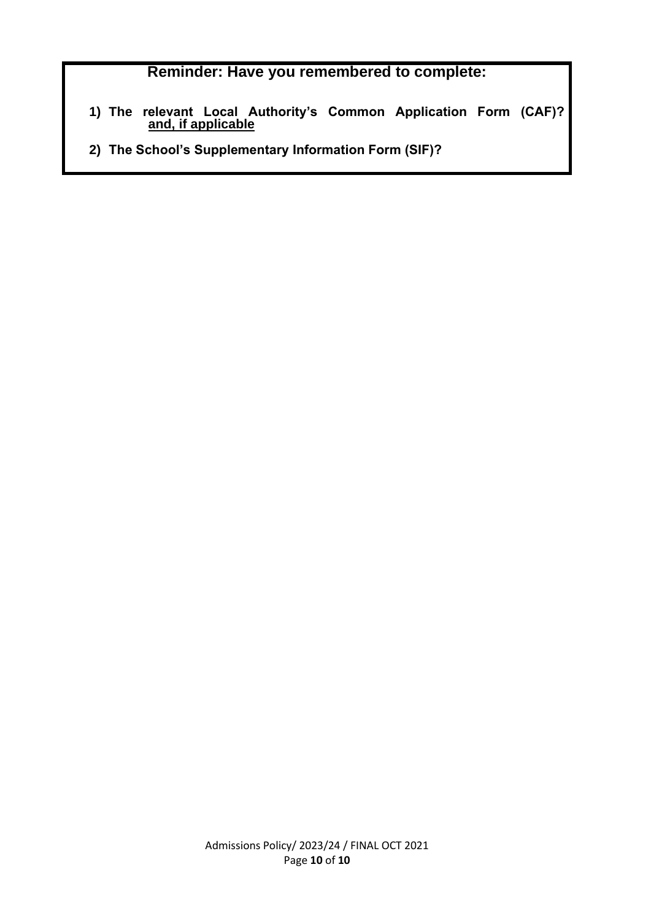## Reminder: Have you remembered to complete:

1) **The relevant Local Authority's Common Application Form (CAF)?** <u>**and, if applicable**</u>

2) **The School's Supplementary Information Form (SIF)?**

Admissions Policy/ 2023/24 / FINAL OCT 2021